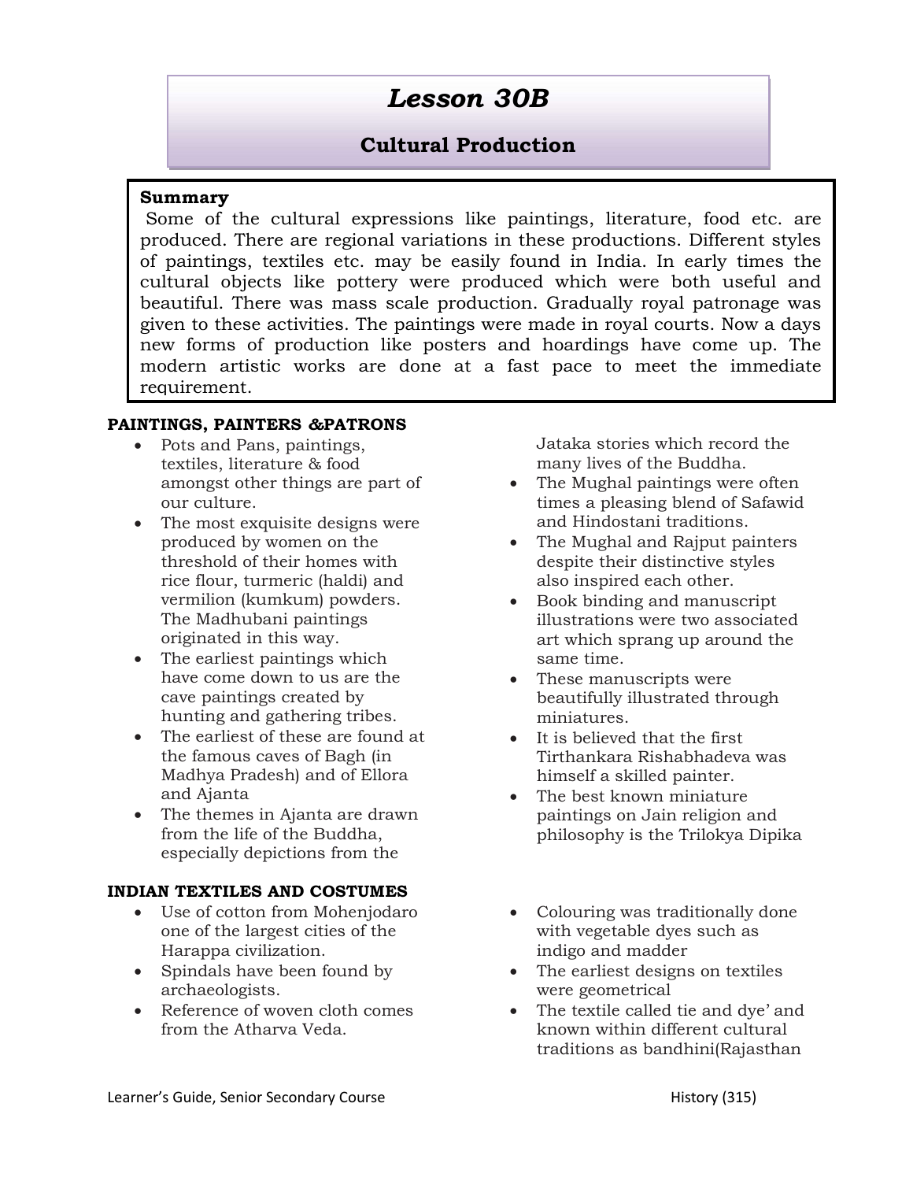# Lesson 30B

## Cultural Production

**Summary**

Some of the cultural expressions like paintings, literature, food etc. are produced. There are regional variations in these productions. Different styles of paintings, textiles etc. may be easily found in India. In early times the cultural objects like pottery were produced which were both useful and beautiful. There was mass scale production. Gradually royal patronage was given to these activities. The paintings were made in royal courts. Now a days new forms of production like posters and hoardings have come up. The modern artistic works are done at a fast pace to meet the immediate requirement.

### PAINTINGS, PAINTERS &PATRONS

- Pots and Pans, paintings, textiles, literature & food amongst other things are part of our culture.
- The most exquisite designs were produced by women on the threshold of their homes with rice flour, turmeric (haldi) and vermilion (kumkum) powders. The Madhubani paintings originated in this way.
- The earliest paintings which have come down to us are the cave paintings created by hunting and gathering tribes.
- The earliest of these are found at the famous caves of Bagh (in Madhya Pradesh) and of Ellora and Ajanta
- The themes in Ajanta are drawn from the life of the Buddha, especially depictions from the Jataka stories which record the many lives of the Buddha.
- The Mughal paintings were often times a pleasing blend of Safawid and Hindostani traditions.
- The Mughal and Rajput painters despite their distinctive styles also inspired each other.
- Book binding and manuscript illustrations were two associated art which sprang up around the same time.
- These manuscripts were beautifully illustrated through miniatures.
- It is believed that the first Tirthankara Rishabhadeva was himself a skilled painter.
- The best known miniature paintings on Jain religion and philosophy is the Trilokya Dipika

### INDIAN TEXTILES AND COSTUMES

- Use of cotton from Mohenjodaro one of the largest cities of the Harappa civilization.
- Spindals have been found by archaeologists.
- Reference of woven cloth comes from the Atharva Veda.
- Colouring was traditionally done with vegetable dyes such as indigo and madder
- The earliest designs on textiles were geometrical
- The textile called tie and dye' and known within different cultural traditions as bandhini(Rajasthan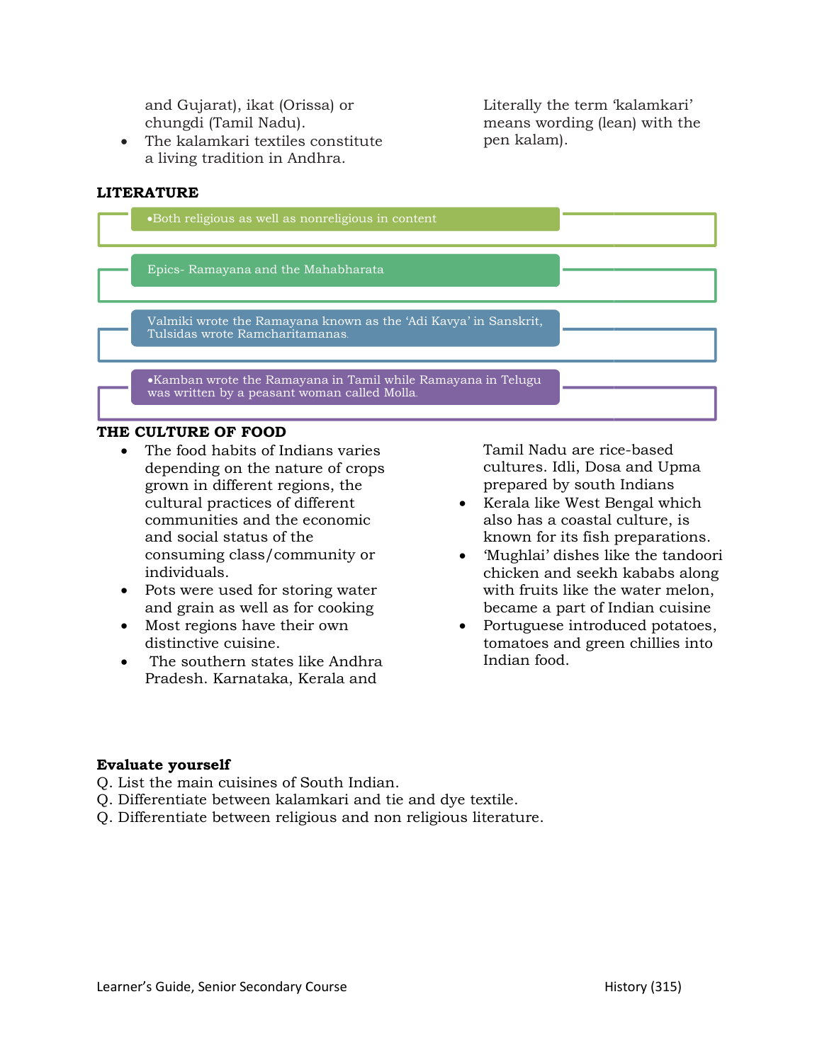and Gujarat), ikat (Orissa) or chungdi (Tamil Nadu).

- The kalamkari textiles constitute a living tradition in Andhra.

Literally the term 'kalamkari' means wording (lean) with the pen kalam).

**LITERATURE**

- Both religious as well as nonreligious in content

Epics- Ramayana and the Mahabharata

Valmiki wrote the Ramayana known as the 'Adi Kavya' in Sanskrit, Tulsidas wrote Ramcharitamanas.

- Kamban wrote the Ramayana in Tamil while Ramayana in Telugu was written by a peasant woman called Molla.

**THE CULTURE OF FOOD**

- The food habits of Indians varies depending on the nature of crops grown in different regions, the cultural practices of different communities and the economic and social status of the consuming class/community or individuals.
- Pots were used for storing water and grain as well as for cooking
- Most regions have their own distinctive cuisine.
- The southern states like Andhra Pradesh. Karnataka, Kerala and Tamil Nadu are rice-based cultures. Idli, Dosa and Upma prepared by south Indians
- Kerala like West Bengal which also has a coastal culture, is known for its fish preparations.
- 'Mughlai' dishes like the tandoori chicken and seekh kababs along with fruits like the water melon, became a part of Indian cuisine
- Portuguese introduced potatoes, tomatoes and green chillies into Indian food.

**Evaluate yourself**

Q. List the main cuisines of South Indian.
Q. Differentiate between kalamkari and tie and dye textile.
Q. Differentiate between religious and non religious literature.